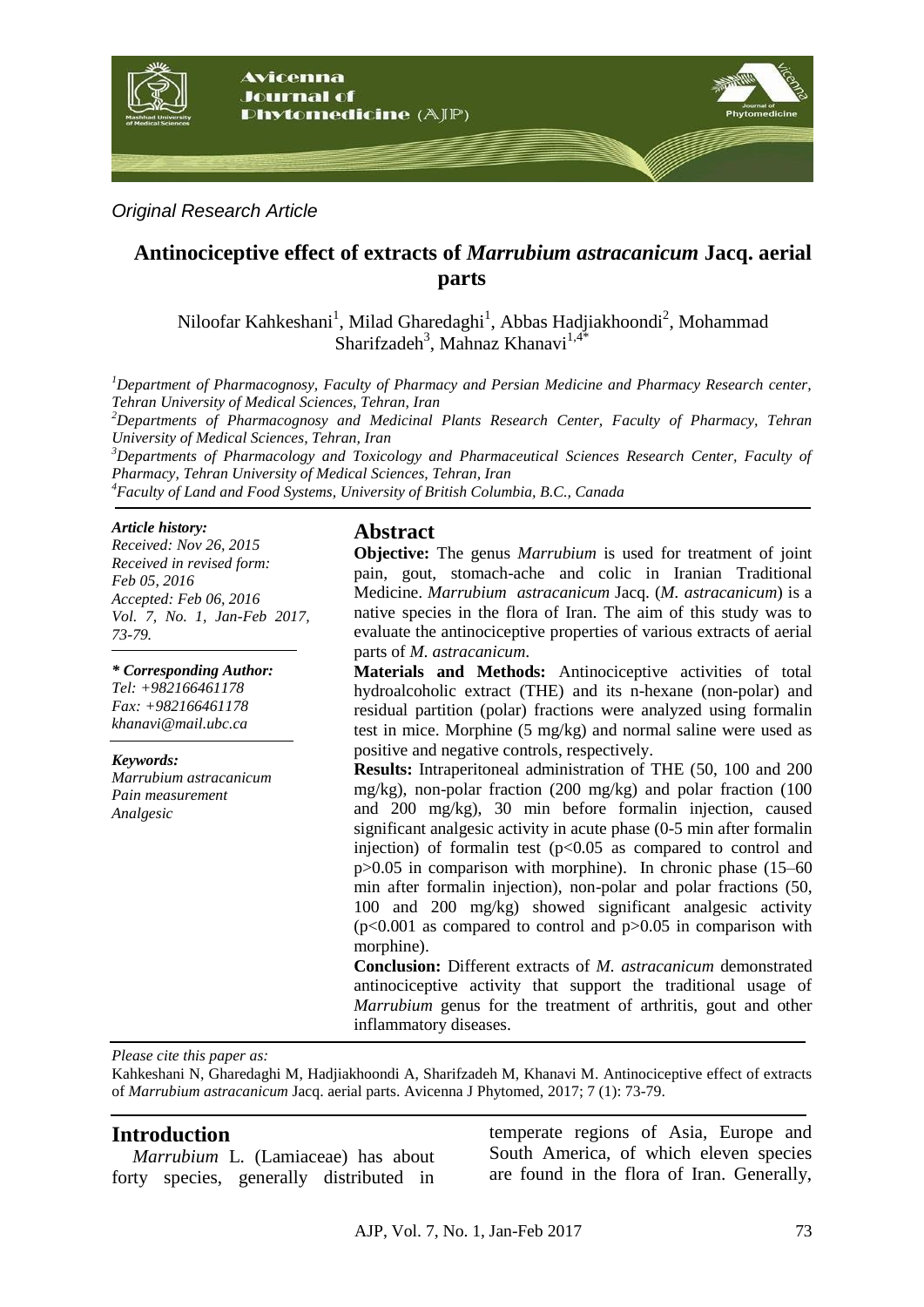*Original Research Article*

# Antinociceptive effect of extracts of *Marrubium astracanicum* Jacq. aerial parts

Niloofar Kahkeshani[1], Milad Gharedaghi[1], Abbas Hadjiakhoondi[2], Mohammad Sharifzadeh[3], Mahnaz Khanavi[1,4*]

[1]*Department of Pharmacognosy, Faculty of Pharmacy and Persian Medicine and Pharmacy Research center, Tehran University of Medical Sciences, Tehran, Iran*

[2]*Departments of Pharmacognosy and Medicinal Plants Research Center, Faculty of Pharmacy, Tehran University of Medical Sciences, Tehran, Iran*

[3]*Departments of Pharmacology and Toxicology and Pharmaceutical Sciences Research Center, Faculty of Pharmacy, Tehran University of Medical Sciences, Tehran, Iran*

[4]*Faculty of Land and Food Systems, University of British Columbia, B.C., Canada*

***Article history:***
*Received: Nov 26, 2015*
*Received in revised form: Feb 05, 2016*
*Accepted: Feb 06, 2016*
*Vol. 7, No. 1, Jan-Feb 2017, 73-79.*

***\* Corresponding Author:***
*Tel: +982166461178*
*Fax: +982166461178*
*khanavi@mail.ubc.ca*

***Keywords:***
*Marrubium astracanicum*
*Pain measurement*
*Analgesic*

## Abstract

**Objective:** The genus *Marrubium* is used for treatment of joint pain, gout, stomach-ache and colic in Iranian Traditional Medicine. *Marrubium astracanicum* Jacq. (*M. astracanicum*) is a native species in the flora of Iran. The aim of this study was to evaluate the antinociceptive properties of various extracts of aerial parts of *M. astracanicum*.

**Materials and Methods:** Antinociceptive activities of total hydroalcoholic extract (THE) and its n-hexane (non-polar) and residual partition (polar) fractions were analyzed using formalin test in mice. Morphine (5 mg/kg) and normal saline were used as positive and negative controls, respectively.

**Results:** Intraperitoneal administration of THE (50, 100 and 200 mg/kg), non-polar fraction (200 mg/kg) and polar fraction (100 and 200 mg/kg), 30 min before formalin injection, caused significant analgesic activity in acute phase (0-5 min after formalin injection) of formalin test ($p<0.05$ as compared to control and $p>0.05$ in comparison with morphine). In chronic phase (15–60 min after formalin injection), non-polar and polar fractions (50, 100 and 200 mg/kg) showed significant analgesic activity ($p<0.001$ as compared to control and $p>0.05$ in comparison with morphine).

**Conclusion:** Different extracts of *M. astracanicum* demonstrated antinociceptive activity that support the traditional usage of *Marrubium* genus for the treatment of arthritis, gout and other inflammatory diseases.

*Please cite this paper as:*
Kahkeshani N, Gharedaghi M, Hadjiakhoondi A, Sharifzadeh M, Khanavi M. Antinociceptive effect of extracts of *Marrubium astracanicum* Jacq. aerial parts. Avicenna J Phytomed, 2017; 7 (1): 73-79.

## Introduction

*Marrubium* L. (Lamiaceae) has about forty species, generally distributed in temperate regions of Asia, Europe and South America, of which eleven species are found in the flora of Iran. Generally,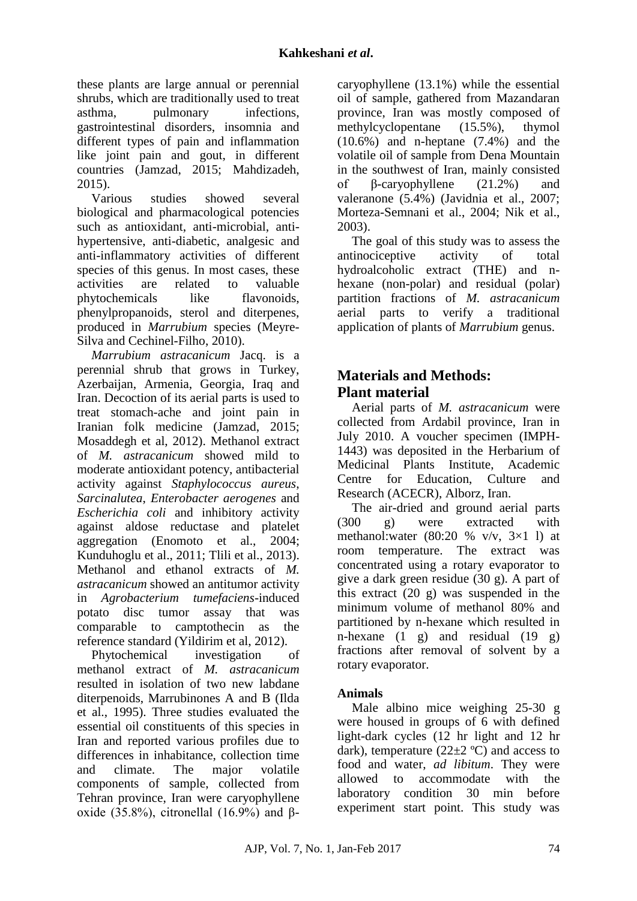these plants are large annual or perennial shrubs, which are traditionally used to treat asthma, pulmonary infections, gastrointestinal disorders, insomnia and different types of pain and inflammation like joint pain and gout, in different countries (Jamzad, 2015; Mahdizadeh, 2015).

Various studies showed several biological and pharmacological potencies such as antioxidant, anti-microbial, anti-hypertensive, anti-diabetic, analgesic and anti-inflammatory activities of different species of this genus. In most cases, these activities are related to valuable phytochemicals like flavonoids, phenylpropanoids, sterol and diterpenes, produced in *Marrubium* species (Meyre-Silva and Cechinel-Filho, 2010).

*Marrubium astracanicum* Jacq. is a perennial shrub that grows in Turkey, Azerbaijan, Armenia, Georgia, Iraq and Iran. Decoction of its aerial parts is used to treat stomach-ache and joint pain in Iranian folk medicine (Jamzad, 2015; Mosaddegh et al, 2012). Methanol extract of *M. astracanicum* showed mild to moderate antioxidant potency, antibacterial activity against *Staphylococcus aureus*, *Sarcinalutea*, *Enterobacter aerogenes* and *Escherichia coli* and inhibitory activity against aldose reductase and platelet aggregation (Enomoto et al., 2004; Kunduhoglu et al., 2011; Tlili et al., 2013). Methanol and ethanol extracts of *M. astracanicum* showed an antitumor activity in *Agrobacterium tumefaciens*-induced potato disc tumor assay that was comparable to camptothecin as the reference standard (Yildirim et al, 2012).

Phytochemical investigation of methanol extract of *M. astracanicum* resulted in isolation of two new labdane diterpenoids, Marrubinones A and B (Ilda et al., 1995). Three studies evaluated the essential oil constituents of this species in Iran and reported various profiles due to differences in inhabitance, collection time and climate. The major volatile components of sample, collected from Tehran province, Iran were caryophyllene oxide (35.8%), citronellal (16.9%) and β-caryophyllene (13.1%) while the essential oil of sample, gathered from Mazandaran province, Iran was mostly composed of methylcyclopentane (15.5%), thymol (10.6%) and n-heptane (7.4%) and the volatile oil of sample from Dena Mountain in the southwest of Iran, mainly consisted of β-caryophyllene (21.2%) and valeranone (5.4%) (Javidnia et al., 2007; Morteza-Semnani et al., 2004; Nik et al., 2003).

The goal of this study was to assess the antinociceptive activity of total hydroalcoholic extract (THE) and n-hexane (non-polar) and residual (polar) partition fractions of *M. astracanicum* aerial parts to verify a traditional application of plants of *Marrubium* genus.

## Materials and Methods:

### Plant material

Aerial parts of *M. astracanicum* were collected from Ardabil province, Iran in July 2010. A voucher specimen (IMPH-1443) was deposited in the Herbarium of Medicinal Plants Institute, Academic Centre for Education, Culture and Research (ACECR), Alborz, Iran.

The air-dried and ground aerial parts (300 g) were extracted with methanol:water (80:20 % v/v, 3×1 l) at room temperature. The extract was concentrated using a rotary evaporator to give a dark green residue (30 g). A part of this extract (20 g) was suspended in the minimum volume of methanol 80% and partitioned by n-hexane which resulted in n-hexane (1 g) and residual (19 g) fractions after removal of solvent by a rotary evaporator.

### Animals

Male albino mice weighing 25-30 g were housed in groups of 6 with defined light-dark cycles (12 hr light and 12 hr dark), temperature (22±2 ºC) and access to food and water, *ad libitum*. They were allowed to accommodate with the laboratory condition 30 min before experiment start point. This study was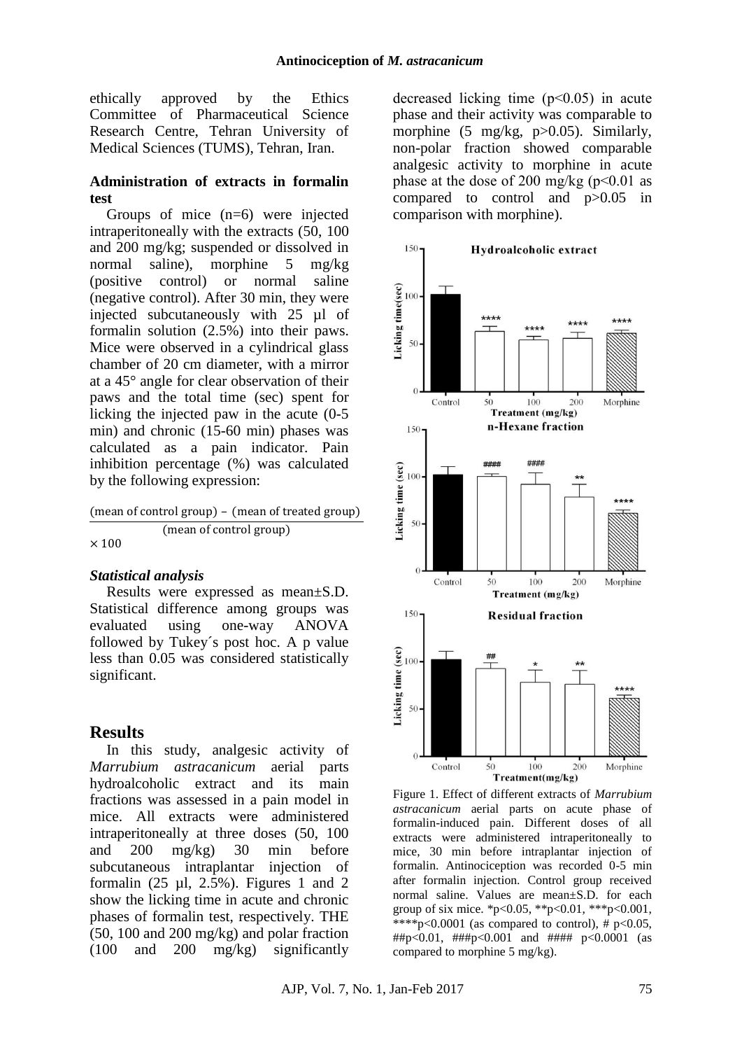ethically approved by the Ethics Committee of Pharmaceutical Science Research Centre, Tehran University of Medical Sciences (TUMS), Tehran, Iran.

**Administration of extracts in formalin test**

Groups of mice (n=6) were injected intraperitoneally with the extracts (50, 100 and 200 mg/kg; suspended or dissolved in normal saline), morphine 5 mg/kg (positive control) or normal saline (negative control). After 30 min, they were injected subcutaneously with 25 µl of formalin solution (2.5%) into their paws. Mice were observed in a cylindrical glass chamber of 20 cm diameter, with a mirror at a 45° angle for clear observation of their paws and the total time (sec) spent for licking the injected paw in the acute (0-5 min) and chronic (15-60 min) phases was calculated as a pain indicator. Pain inhibition percentage (%) was calculated by the following expression:

$$\frac{(\text{mean of control group}) - (\text{mean of treated group})}{(\text{mean of control group})} \times 100$$

***Statistical analysis***

Results were expressed as mean±S.D. Statistical difference among groups was evaluated using one-way ANOVA followed by Tukey´s post hoc. A p value less than 0.05 was considered statistically significant.

## Results

In this study, analgesic activity of *Marrubium astracanicum* aerial parts hydroalcoholic extract and its main fractions was assessed in a pain model in mice. All extracts were administered intraperitoneally at three doses (50, 100 and 200 mg/kg) 30 min before subcutaneous intraplantar injection of formalin (25 µl, 2.5%). Figures 1 and 2 show the licking time in acute and chronic phases of formalin test, respectively. THE (50, 100 and 200 mg/kg) and polar fraction (100 and 200 mg/kg) significantly decreased licking time ($p<0.05$) in acute phase and their activity was comparable to morphine (5 mg/kg, $p>0.05$). Similarly, non-polar fraction showed comparable analgesic activity to morphine in acute phase at the dose of 200 mg/kg ($p<0.01$ as compared to control and $p>0.05$ in comparison with morphine).

Figure 1. Effect of different extracts of *Marrubium astracanicum* aerial parts on acute phase of formalin-induced pain. Different doses of all extracts were administered intraperitoneally to mice, 30 min before intraplantar injection of formalin. Antinociception was recorded 0-5 min after formalin injection. Control group received normal saline. Values are mean±S.D. for each group of six mice. \*$p<0.05$, \*\*$p<0.01$, \*\*\*$p<0.001$, \*\*\*\*$p<0.0001$ (as compared to control), # $p<0.05$, ##$p<0.01$, ###$p<0.001$ and #### $p<0.0001$ (as compared to morphine 5 mg/kg).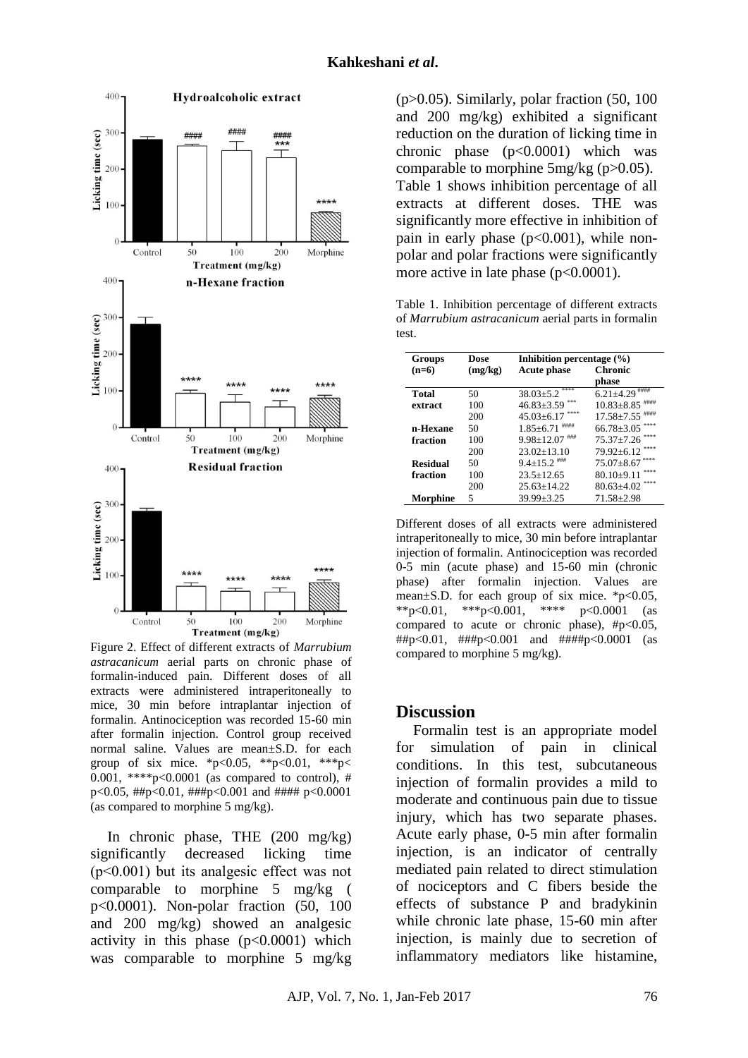Figure 2. Effect of different extracts of *Marrubium astracanicum* aerial parts on chronic phase of formalin-induced pain. Different doses of all extracts were administered intraperitoneally to mice, 30 min before intraplantar injection of formalin. Antinociception was recorded 15-60 min after formalin injection. Control group received normal saline. Values are mean±S.D. for each group of six mice. *p<0.05, **p<0.01, ***p< 0.001, ****p<0.0001 (as compared to control), # p<0.05, ##p<0.01, ###p<0.001 and #### p<0.0001 (as compared to morphine 5 mg/kg).

In chronic phase, THE (200 mg/kg) significantly decreased licking time (p<0.001) but its analgesic effect was not comparable to morphine 5 mg/kg ( p<0.0001). Non-polar fraction (50, 100 and 200 mg/kg) showed an analgesic activity in this phase (p<0.0001) which was comparable to morphine 5 mg/kg (p>0.05). Similarly, polar fraction (50, 100 and 200 mg/kg) exhibited a significant reduction on the duration of licking time in chronic phase (p<0.0001) which was comparable to morphine 5mg/kg (p>0.05). Table 1 shows inhibition percentage of all extracts at different doses. THE was significantly more effective in inhibition of pain in early phase (p<0.001), while non-polar and polar fractions were significantly more active in late phase (p<0.0001).

Table 1. Inhibition percentage of different extracts of *Marrubium astracanicum* aerial parts in formalin test.

| Groups (n=6) | Dose (mg/kg) | Inhibition percentage (%) Acute phase | Chronic phase |
|---|---|---|---|
| Total extract | 50 | 38.03±5.2 **** | 6.21±4.29 #### |
| | 100 | 46.83±3.59 *** | 10.83±8.85 #### |
| | 200 | 45.03±6.17 **** | 17.58±7.55 #### |
| n-Hexane fraction | 50 | 1.85±6.71 #### | 66.78±3.05 **** |
| | 100 | 9.98±12.07 ### | 75.37±7.26 **** |
| | 200 | 23.02±13.10 | 79.92±6.12 **** |
| Residual fraction | 50 | 9.4±15.2 ### | 75.07±8.67 **** |
| | 100 | 23.5±12.65 | 80.10±9.11 **** |
| | 200 | 25.63±14.22 | 80.63±4.02 **** |
| Morphine | 5 | 39.99±3.25 | 71.58±2.98 |

Different doses of all extracts were administered intraperitoneally to mice, 30 min before intraplantar injection of formalin. Antinociception was recorded 0-5 min (acute phase) and 15-60 min (chronic phase) after formalin injection. Values are mean±S.D. for each group of six mice. *p<0.05, **p<0.01, ***p<0.001, **** p<0.0001 (as compared to acute or chronic phase), #p<0.05, ##p<0.01, ###p<0.001 and ####p<0.0001 (as compared to morphine 5 mg/kg).

## Discussion

Formalin test is an appropriate model for simulation of pain in clinical conditions. In this test, subcutaneous injection of formalin provides a mild to moderate and continuous pain due to tissue injury, which has two separate phases. Acute early phase, 0-5 min after formalin injection, is an indicator of centrally mediated pain related to direct stimulation of nociceptors and C fibers beside the effects of substance P and bradykinin while chronic late phase, 15-60 min after injection, is mainly due to secretion of inflammatory mediators like histamine,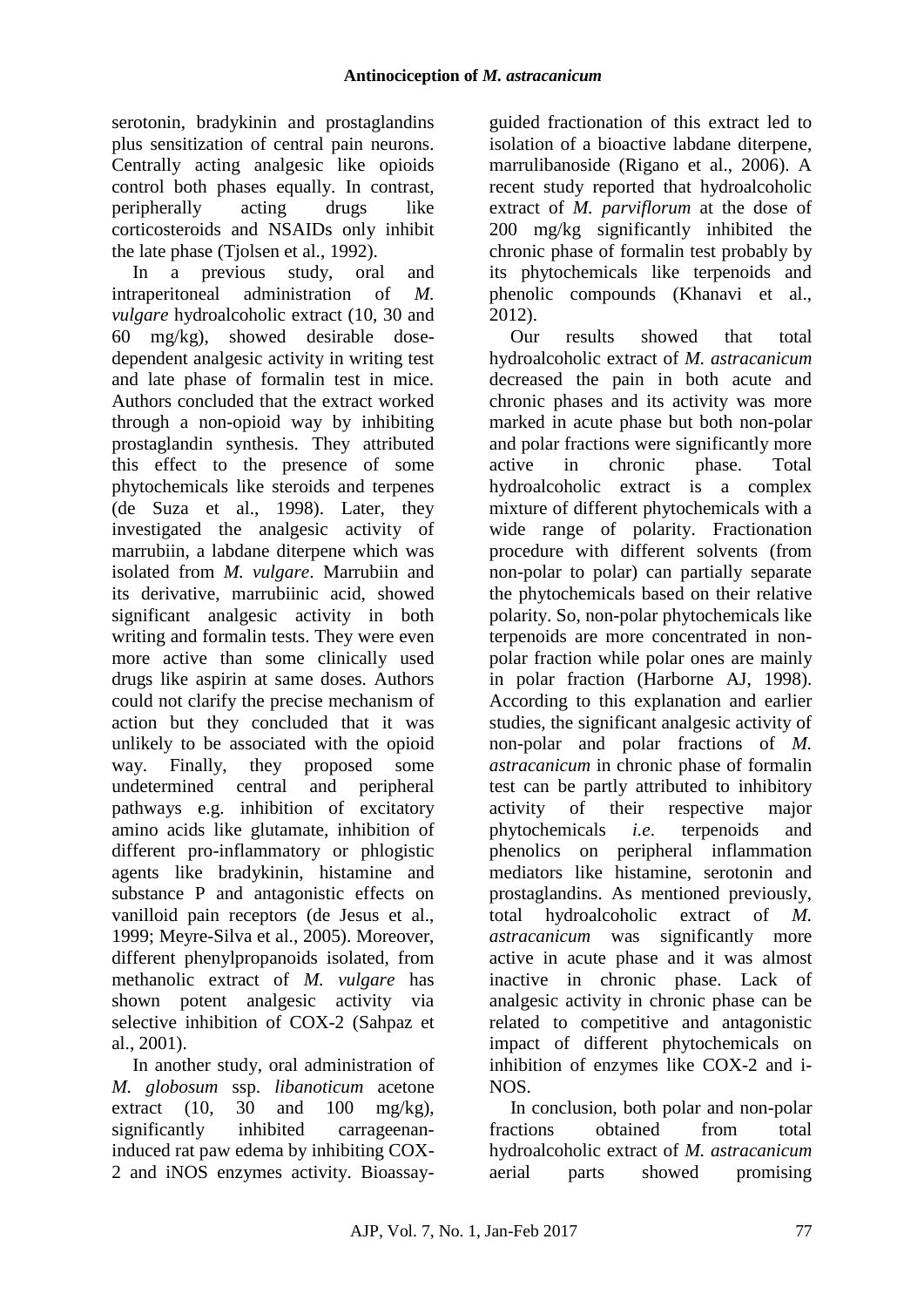serotonin, bradykinin and prostaglandins plus sensitization of central pain neurons. Centrally acting analgesic like opioids control both phases equally. In contrast, peripherally acting drugs like corticosteroids and NSAIDs only inhibit the late phase (Tjolsen et al., 1992).

In a previous study, oral and intraperitoneal administration of *M. vulgare* hydroalcoholic extract (10, 30 and 60 mg/kg), showed desirable dose-dependent analgesic activity in writing test and late phase of formalin test in mice. Authors concluded that the extract worked through a non-opioid way by inhibiting prostaglandin synthesis. They attributed this effect to the presence of some phytochemicals like steroids and terpenes (de Suza et al., 1998). Later, they investigated the analgesic activity of marrubiin, a labdane diterpene which was isolated from *M. vulgare*. Marrubiin and its derivative, marrubiinic acid, showed significant analgesic activity in both writing and formalin tests. They were even more active than some clinically used drugs like aspirin at same doses. Authors could not clarify the precise mechanism of action but they concluded that it was unlikely to be associated with the opioid way. Finally, they proposed some undetermined central and peripheral pathways e.g. inhibition of excitatory amino acids like glutamate, inhibition of different pro-inflammatory or phlogistic agents like bradykinin, histamine and substance P and antagonistic effects on vanilloid pain receptors (de Jesus et al., 1999; Meyre-Silva et al., 2005). Moreover, different phenylpropanoids isolated, from methanolic extract of *M. vulgare* has shown potent analgesic activity via selective inhibition of COX-2 (Sahpaz et al., 2001).

In another study, oral administration of *M. globosum* ssp. *libanoticum* acetone extract (10, 30 and 100 mg/kg), significantly inhibited carrageenan-induced rat paw edema by inhibiting COX-2 and iNOS enzymes activity. Bioassay-guided fractionation of this extract led to isolation of a bioactive labdane diterpene, marrulibanoside (Rigano et al., 2006). A recent study reported that hydroalcoholic extract of *M. parviflorum* at the dose of 200 mg/kg significantly inhibited the chronic phase of formalin test probably by its phytochemicals like terpenoids and phenolic compounds (Khanavi et al., 2012).

Our results showed that total hydroalcoholic extract of *M. astracanicum* decreased the pain in both acute and chronic phases and its activity was more marked in acute phase but both non-polar and polar fractions were significantly more active in chronic phase. Total hydroalcoholic extract is a complex mixture of different phytochemicals with a wide range of polarity. Fractionation procedure with different solvents (from non-polar to polar) can partially separate the phytochemicals based on their relative polarity. So, non-polar phytochemicals like terpenoids are more concentrated in non-polar fraction while polar ones are mainly in polar fraction (Harborne AJ, 1998). According to this explanation and earlier studies, the significant analgesic activity of non-polar and polar fractions of *M. astracanicum* in chronic phase of formalin test can be partly attributed to inhibitory activity of their respective major phytochemicals *i.e*. terpenoids and phenolics on peripheral inflammation mediators like histamine, serotonin and prostaglandins. As mentioned previously, total hydroalcoholic extract of *M. astracanicum* was significantly more active in acute phase and it was almost inactive in chronic phase. Lack of analgesic activity in chronic phase can be related to competitive and antagonistic impact of different phytochemicals on inhibition of enzymes like COX-2 and i-NOS.

In conclusion, both polar and non-polar fractions obtained from total hydroalcoholic extract of *M. astracanicum* aerial parts showed promising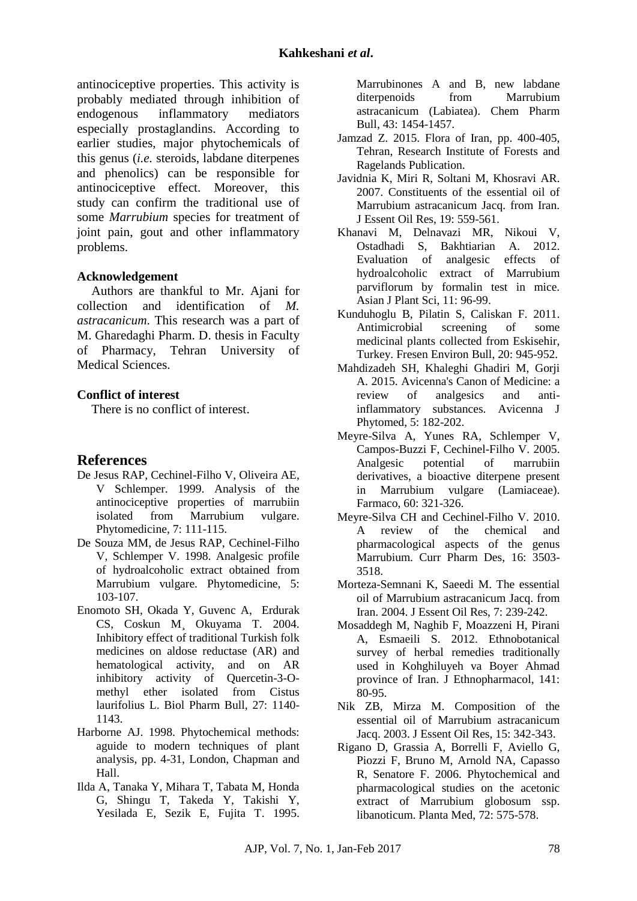antinociceptive properties. This activity is probably mediated through inhibition of endogenous inflammatory mediators especially prostaglandins. According to earlier studies, major phytochemicals of this genus (*i.e.* steroids, labdane diterpenes and phenolics) can be responsible for antinociceptive effect. Moreover, this study can confirm the traditional use of some *Marrubium* species for treatment of joint pain, gout and other inflammatory problems.

### Acknowledgement

Authors are thankful to Mr. Ajani for collection and identification of *M. astracanicum*. This research was a part of M. Gharedaghi Pharm. D. thesis in Faculty of Pharmacy, Tehran University of Medical Sciences.

### Conflict of interest

There is no conflict of interest.

## References

De Jesus RAP, Cechinel-Filho V, Oliveira AE, V Schlemper. 1999. Analysis of the antinociceptive properties of marrubiin isolated from Marrubium vulgare. Phytomedicine, 7: 111-115.

De Souza MM, de Jesus RAP, Cechinel-Filho V, Schlemper V. 1998. Analgesic profile of hydroalcoholic extract obtained from Marrubium vulgare. Phytomedicine, 5: 103-107.

Enomoto SH, Okada Y, Guvenc A, Erdurak CS, Coskun M¸ Okuyama T. 2004. Inhibitory effect of traditional Turkish folk medicines on aldose reductase (AR) and hematological activity, and on AR inhibitory activity of Quercetin-3-O-methyl ether isolated from Cistus laurifolius L. Biol Pharm Bull, 27: 1140-1143.

Harborne AJ. 1998. Phytochemical methods: aguide to modern techniques of plant analysis, pp. 4-31, London, Chapman and Hall.

Ilda A, Tanaka Y, Mihara T, Tabata M, Honda G, Shingu T, Takeda Y, Takishi Y, Yesilada E, Sezik E, Fujita T. 1995. Marrubinones A and B, new labdane diterpenoids from Marrubium astracanicum (Labiatea). Chem Pharm Bull, 43: 1454-1457.

Jamzad Z. 2015. Flora of Iran, pp. 400-405, Tehran, Research Institute of Forests and Ragelands Publication.

Javidnia K, Miri R, Soltani M, Khosravi AR. 2007. Constituents of the essential oil of Marrubium astracanicum Jacq. from Iran. J Essent Oil Res, 19: 559-561.

Khanavi M, Delnavazi MR, Nikoui V, Ostadhadi S, Bakhtiarian A. 2012. Evaluation of analgesic effects of hydroalcoholic extract of Marrubium parviflorum by formalin test in mice. Asian J Plant Sci, 11: 96-99.

Kunduhoglu B, Pilatin S, Caliskan F. 2011. Antimicrobial screening of some medicinal plants collected from Eskisehir, Turkey. Fresen Environ Bull, 20: 945-952.

Mahdizadeh SH, Khaleghi Ghadiri M, Gorji A. 2015. Avicenna's Canon of Medicine: a review of analgesics and anti-inflammatory substances. Avicenna J Phytomed, 5: 182-202.

Meyre-Silva A, Yunes RA, Schlemper V, Campos-Buzzi F, Cechinel-Filho V. 2005. Analgesic potential of marrubiin derivatives, a bioactive diterpene present in Marrubium vulgare (Lamiaceae). Farmaco, 60: 321-326.

Meyre-Silva CH and Cechinel-Filho V. 2010. A review of the chemical and pharmacological aspects of the genus Marrubium. Curr Pharm Des, 16: 3503-3518.

Morteza-Semnani K, Saeedi M. The essential oil of Marrubium astracanicum Jacq. from Iran. 2004. J Essent Oil Res, 7: 239-242.

Mosaddegh M, Naghib F, Moazzeni H, Pirani A, Esmaeili S. 2012. Ethnobotanical survey of herbal remedies traditionally used in Kohghiluyeh va Boyer Ahmad province of Iran. J Ethnopharmacol, 141: 80-95.

Nik ZB, Mirza M. Composition of the essential oil of Marrubium astracanicum Jacq. 2003. J Essent Oil Res, 15: 342-343.

Rigano D, Grassia A, Borrelli F, Aviello G, Piozzi F, Bruno M, Arnold NA, Capasso R, Senatore F. 2006. Phytochemical and pharmacological studies on the acetonic extract of Marrubium globosum ssp. libanoticum. Planta Med, 72: 575-578.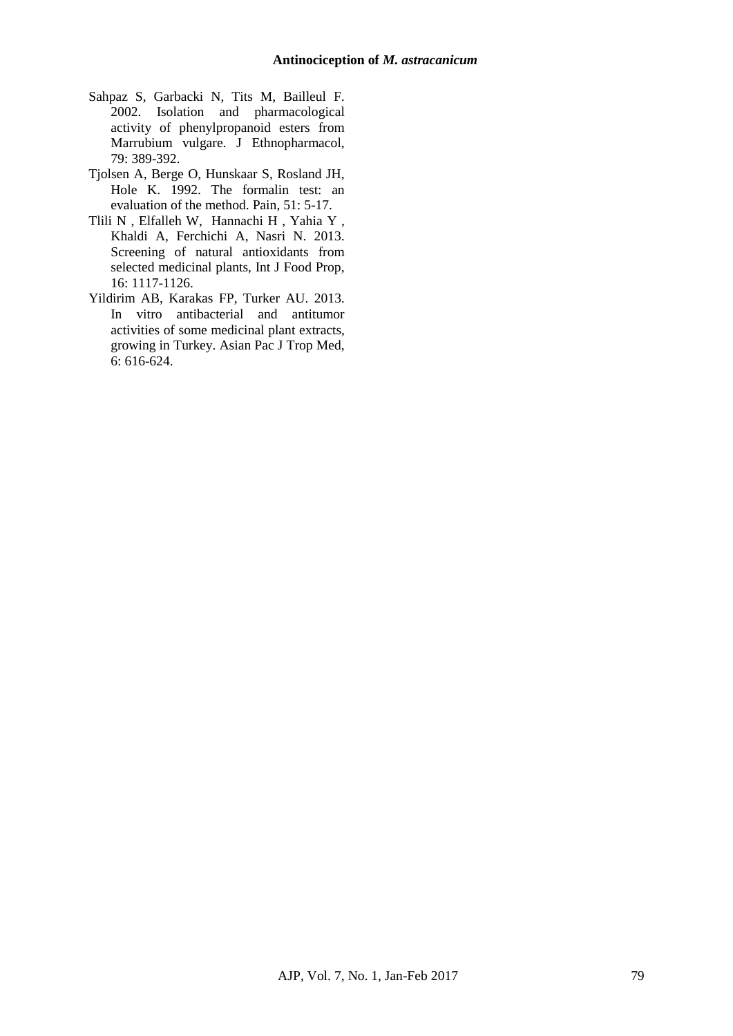Sahpaz S, Garbacki N, Tits M, Bailleul F. 2002. Isolation and pharmacological activity of phenylpropanoid esters from Marrubium vulgare. J Ethnopharmacol, 79: 389-392.

Tjolsen A, Berge O, Hunskaar S, Rosland JH, Hole K. 1992. The formalin test: an evaluation of the method. Pain, 51: 5-17.

Tlili N , Elfalleh W, Hannachi H , Yahia Y , Khaldi A, Ferchichi A, Nasri N. 2013. Screening of natural antioxidants from selected medicinal plants, Int J Food Prop, 16: 1117-1126.

Yildirim AB, Karakas FP, Turker AU. 2013. In vitro antibacterial and antitumor activities of some medicinal plant extracts, growing in Turkey. Asian Pac J Trop Med, 6: 616-624.